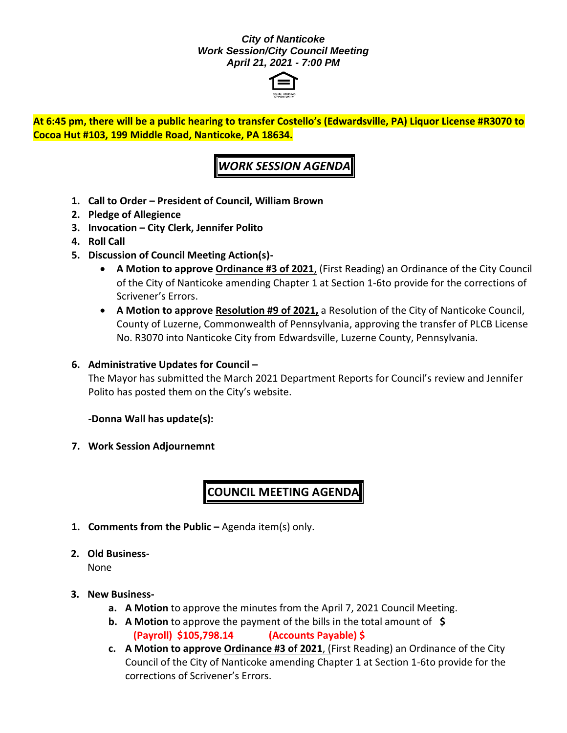***City of Nanticoke***
***Work Session/City Council Meeting***
***April 21, 2021 - 7:00 PM***

**At 6:45 pm, there will be a public hearing to transfer Costello's (Edwardsville, PA) Liquor License #R3070 to Cocoa Hut #103, 199 Middle Road, Nanticoke, PA 18634.**

## *WORK SESSION AGENDA*

1. **Call to Order – President of Council, William Brown**
2. **Pledge of Allegience**
3. **Invocation – City Clerk, Jennifer Polito**
4. **Roll Call**
5. **Discussion of Council Meeting Action(s)-**
   - **A Motion to approve <u>Ordinance #3 of 2021</u>**, (First Reading) an Ordinance of the City Council of the City of Nanticoke amending Chapter 1 at Section 1-6to provide for the corrections of Scrivener's Errors.
   - **A Motion to approve <u>Resolution #9 of 2021,</u>** a Resolution of the City of Nanticoke Council, County of Luzerne, Commonwealth of Pennsylvania, approving the transfer of PLCB License No. R3070 into Nanticoke City from Edwardsville, Luzerne County, Pennsylvania.

6. **Administrative Updates for Council –**
   The Mayor has submitted the March 2021 Department Reports for Council's review and Jennifer Polito has posted them on the City's website.

   **-Donna Wall has update(s):**

7. **Work Session Adjournemnt**

## COUNCIL MEETING AGENDA

1. **Comments from the Public –** Agenda item(s) only.

2. **Old Business-**
   None

3. **New Business-**
   a. **A Motion** to approve the minutes from the April 7, 2021 Council Meeting.
   b. **A Motion** to approve the payment of the bills in the total amount of **$**
      **(Payroll) $105,798.14** **(Accounts Payable) $**
   c. **A Motion to approve <u>Ordinance #3 of 2021</u>**, (First Reading) an Ordinance of the City Council of the City of Nanticoke amending Chapter 1 at Section 1-6to provide for the corrections of Scrivener's Errors.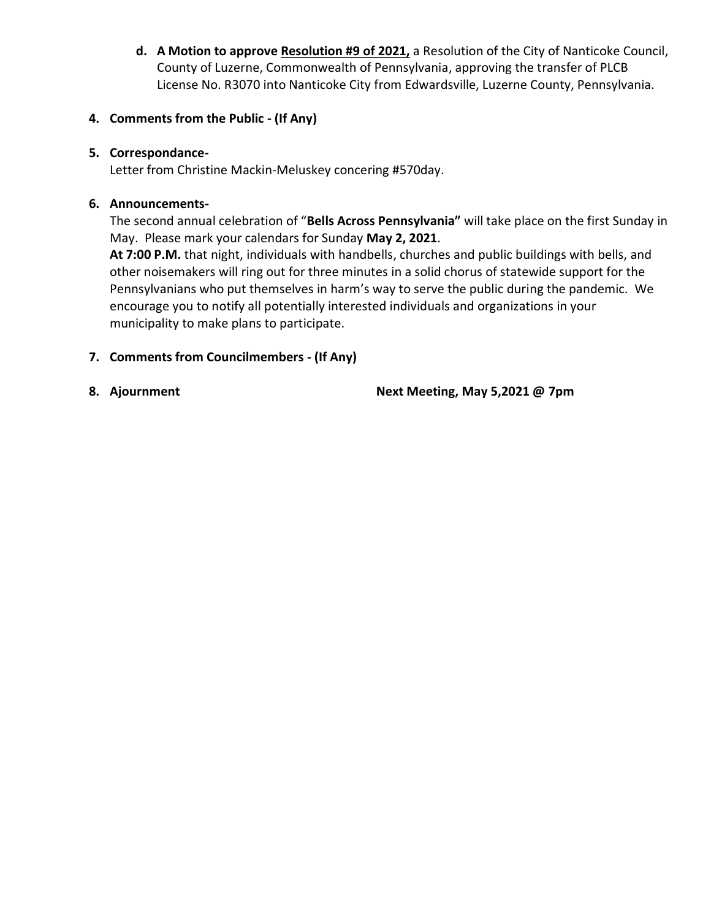d. **A Motion to approve <u>Resolution #9 of 2021,</u>** a Resolution of the City of Nanticoke Council, County of Luzerne, Commonwealth of Pennsylvania, approving the transfer of PLCB License No. R3070 into Nanticoke City from Edwardsville, Luzerne County, Pennsylvania.

**4. Comments from the Public - (If Any)**

**5. Correspondance-**

Letter from Christine Mackin-Meluskey concering #570day.

**6. Announcements-**

The second annual celebration of "**Bells Across Pennsylvania"** will take place on the first Sunday in May. Please mark your calendars for Sunday **May 2, 2021**.

**At 7:00 P.M.** that night, individuals with handbells, churches and public buildings with bells, and other noisemakers will ring out for three minutes in a solid chorus of statewide support for the Pennsylvanians who put themselves in harm's way to serve the public during the pandemic. We encourage you to notify all potentially interested individuals and organizations in your municipality to make plans to participate.

**7. Comments from Councilmembers - (If Any)**

**8. Ajournment** **Next Meeting, May 5,2021 @ 7pm**